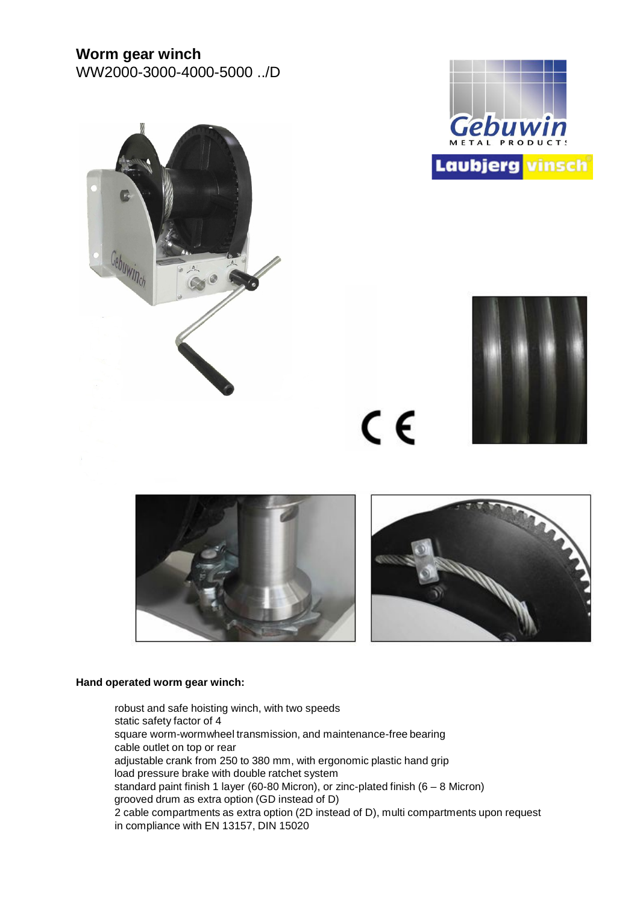# Worm gear winch

WW2000-3000-4000-5000 ../D

**Hand operated worm gear winch:**

- robust and safe hoisting winch, with two speeds
- static safety factor of 4
- square worm-wormwheel transmission, and maintenance-free bearing
- cable outlet on top or rear
- adjustable crank from 250 to 380 mm, with ergonomic plastic hand grip
- load pressure brake with double ratchet system
- standard paint finish 1 layer (60-80 Micron), or zinc-plated finish (6 – 8 Micron)
- grooved drum as extra option (GD instead of D)
- 2 cable compartments as extra option (2D instead of D), multi compartments upon request
- in compliance with EN 13157, DIN 15020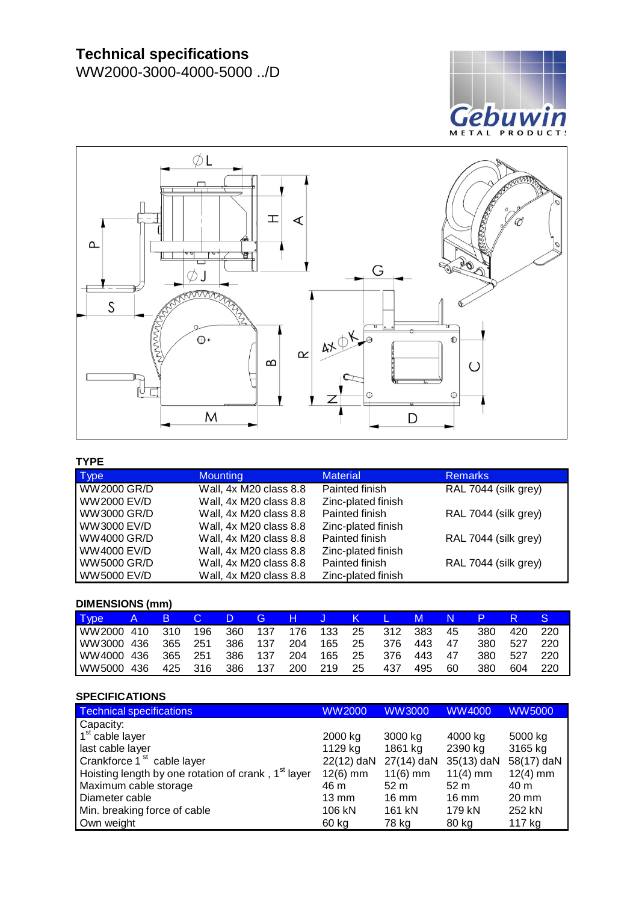# Technical specifications

WW2000-3000-4000-5000 ../D

Gebuwin
METAL PRODUCTS

ØL
H
A
P
ØJ
S
G
4x ØK
R
B
C
N
M
D

### TYPE

| Type | Mounting | Material | Remarks |
|---|---|---|---|
| WW2000 GR/D | Wall, 4x M20 class 8.8 | Painted finish | RAL 7044 (silk grey) |
| WW2000 EV/D | Wall, 4x M20 class 8.8 | Zinc-plated finish | |
| WW3000 GR/D | Wall, 4x M20 class 8.8 | Painted finish | RAL 7044 (silk grey) |
| WW3000 EV/D | Wall, 4x M20 class 8.8 | Zinc-plated finish | |
| WW4000 GR/D | Wall, 4x M20 class 8.8 | Painted finish | RAL 7044 (silk grey) |
| WW4000 EV/D | Wall, 4x M20 class 8.8 | Zinc-plated finish | |
| WW5000 GR/D | Wall, 4x M20 class 8.8 | Painted finish | RAL 7044 (silk grey) |
| WW5000 EV/D | Wall, 4x M20 class 8.8 | Zinc-plated finish | |

### DIMENSIONS (mm)

| Type | A | B | C | D | G | H | J | K | L | M | N | P | R | S |
|---|---|---|---|---|---|---|---|---|---|---|---|---|---|---|
| WW2000 | 410 | 310 | 196 | 360 | 137 | 176 | 133 | 25 | 312 | 383 | 45 | 380 | 420 | 220 |
| WW3000 | 436 | 365 | 251 | 386 | 137 | 204 | 165 | 25 | 376 | 443 | 47 | 380 | 527 | 220 |
| WW4000 | 436 | 365 | 251 | 386 | 137 | 204 | 165 | 25 | 376 | 443 | 47 | 380 | 527 | 220 |
| WW5000 | 436 | 425 | 316 | 386 | 137 | 200 | 219 | 25 | 437 | 495 | 60 | 380 | 604 | 220 |

### SPECIFICATIONS

| Technical specifications | WW2000 | WW3000 | WW4000 | WW5000 |
|---|---|---|---|---|
| Capacity: | | | | |
| 1st cable layer | 2000 kg | 3000 kg | 4000 kg | 5000 kg |
| last cable layer | 1129 kg | 1861 kg | 2390 kg | 3165 kg |
| Crankforce 1st cable layer | 22(12) daN | 27(14) daN | 35(13) daN | 58(17) daN |
| Hoisting length by one rotation of crank , 1st layer | 12(6) mm | 11(6) mm | 11(4) mm | 12(4) mm |
| Maximum cable storage | 46 m | 52 m | 52 m | 40 m |
| Diameter cable | 13 mm | 16 mm | 16 mm | 20 mm |
| Min. breaking force of cable | 106 kN | 161 kN | 179 kN | 252 kN |
| Own weight | 60 kg | 78 kg | 80 kg | 117 kg |